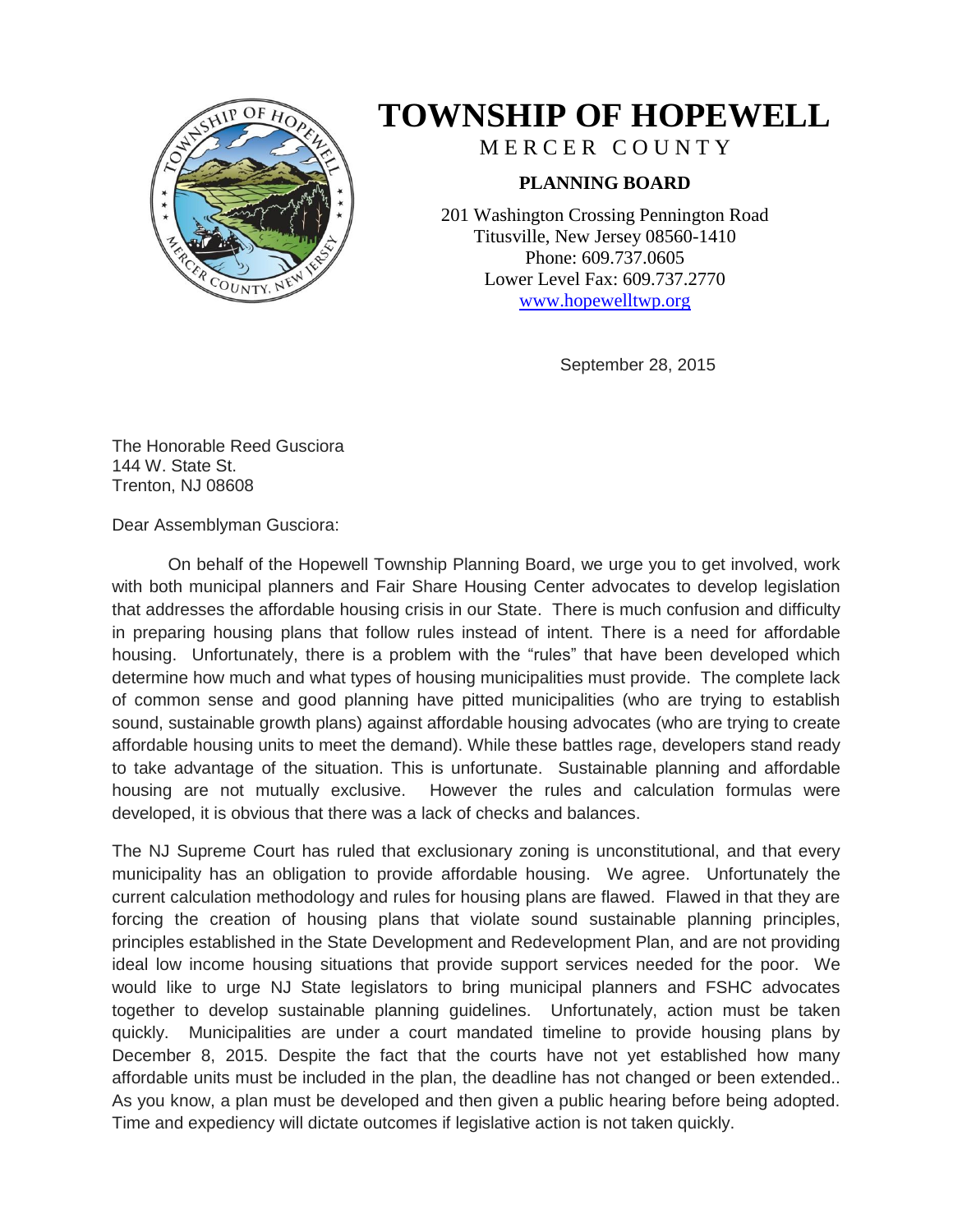# TOWNSHIP OF HOPEWELL

MERCER COUNTY

**PLANNING BOARD**

201 Washington Crossing Pennington Road
Titusville, New Jersey 08560-1410
Phone: 609.737.0605
Lower Level Fax: 609.737.2770
www.hopewelltwp.org

September 28, 2015

The Honorable Reed Gusciora
144 W. State St.
Trenton, NJ 08608

Dear Assemblyman Gusciora:

On behalf of the Hopewell Township Planning Board, we urge you to get involved, work with both municipal planners and Fair Share Housing Center advocates to develop legislation that addresses the affordable housing crisis in our State. There is much confusion and difficulty in preparing housing plans that follow rules instead of intent. There is a need for affordable housing. Unfortunately, there is a problem with the "rules" that have been developed which determine how much and what types of housing municipalities must provide. The complete lack of common sense and good planning have pitted municipalities (who are trying to establish sound, sustainable growth plans) against affordable housing advocates (who are trying to create affordable housing units to meet the demand). While these battles rage, developers stand ready to take advantage of the situation. This is unfortunate. Sustainable planning and affordable housing are not mutually exclusive. However the rules and calculation formulas were developed, it is obvious that there was a lack of checks and balances.

The NJ Supreme Court has ruled that exclusionary zoning is unconstitutional, and that every municipality has an obligation to provide affordable housing. We agree. Unfortunately the current calculation methodology and rules for housing plans are flawed. Flawed in that they are forcing the creation of housing plans that violate sound sustainable planning principles, principles established in the State Development and Redevelopment Plan, and are not providing ideal low income housing situations that provide support services needed for the poor. We would like to urge NJ State legislators to bring municipal planners and FSHC advocates together to develop sustainable planning guidelines. Unfortunately, action must be taken quickly. Municipalities are under a court mandated timeline to provide housing plans by December 8, 2015. Despite the fact that the courts have not yet established how many affordable units must be included in the plan, the deadline has not changed or been extended.. As you know, a plan must be developed and then given a public hearing before being adopted. Time and expediency will dictate outcomes if legislative action is not taken quickly.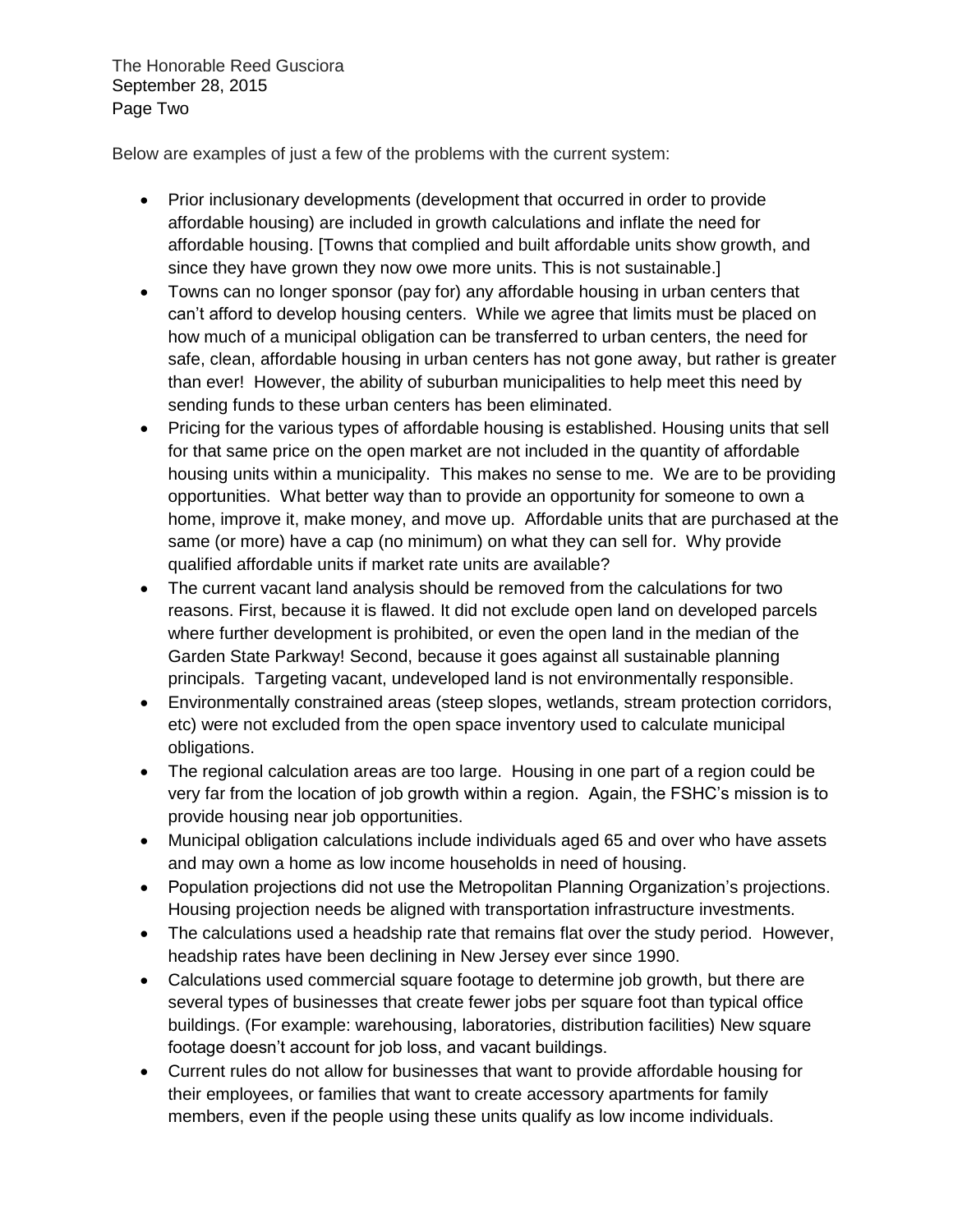Below are examples of just a few of the problems with the current system:

- Prior inclusionary developments (development that occurred in order to provide affordable housing) are included in growth calculations and inflate the need for affordable housing. [Towns that complied and built affordable units show growth, and since they have grown they now owe more units. This is not sustainable.]
- Towns can no longer sponsor (pay for) any affordable housing in urban centers that can't afford to develop housing centers. While we agree that limits must be placed on how much of a municipal obligation can be transferred to urban centers, the need for safe, clean, affordable housing in urban centers has not gone away, but rather is greater than ever! However, the ability of suburban municipalities to help meet this need by sending funds to these urban centers has been eliminated.
- Pricing for the various types of affordable housing is established. Housing units that sell for that same price on the open market are not included in the quantity of affordable housing units within a municipality. This makes no sense to me. We are to be providing opportunities. What better way than to provide an opportunity for someone to own a home, improve it, make money, and move up. Affordable units that are purchased at the same (or more) have a cap (no minimum) on what they can sell for. Why provide qualified affordable units if market rate units are available?
- The current vacant land analysis should be removed from the calculations for two reasons. First, because it is flawed. It did not exclude open land on developed parcels where further development is prohibited, or even the open land in the median of the Garden State Parkway! Second, because it goes against all sustainable planning principals. Targeting vacant, undeveloped land is not environmentally responsible.
- Environmentally constrained areas (steep slopes, wetlands, stream protection corridors, etc) were not excluded from the open space inventory used to calculate municipal obligations.
- The regional calculation areas are too large. Housing in one part of a region could be very far from the location of job growth within a region. Again, the FSHC's mission is to provide housing near job opportunities.
- Municipal obligation calculations include individuals aged 65 and over who have assets and may own a home as low income households in need of housing.
- Population projections did not use the Metropolitan Planning Organization's projections. Housing projection needs be aligned with transportation infrastructure investments.
- The calculations used a headship rate that remains flat over the study period. However, headship rates have been declining in New Jersey ever since 1990.
- Calculations used commercial square footage to determine job growth, but there are several types of businesses that create fewer jobs per square foot than typical office buildings. (For example: warehousing, laboratories, distribution facilities) New square footage doesn't account for job loss, and vacant buildings.
- Current rules do not allow for businesses that want to provide affordable housing for their employees, or families that want to create accessory apartments for family members, even if the people using these units qualify as low income individuals.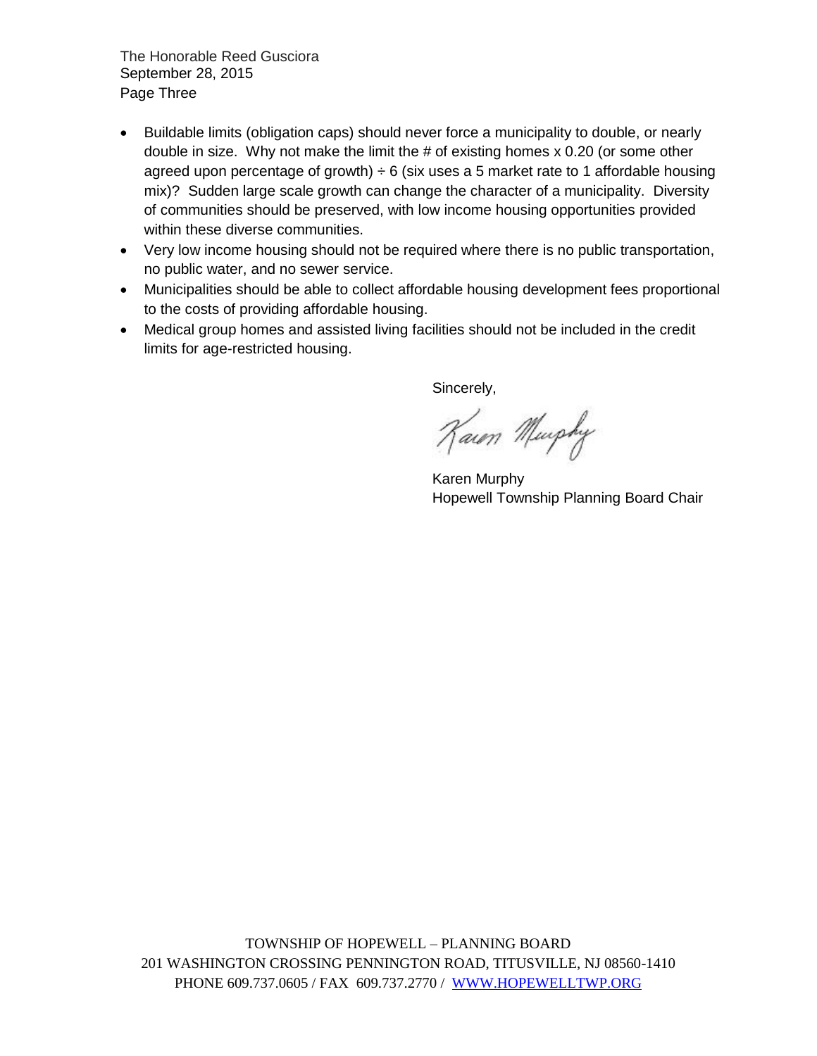- Buildable limits (obligation caps) should never force a municipality to double, or nearly double in size. Why not make the limit the # of existing homes x 0.20 (or some other agreed upon percentage of growth) ÷ 6 (six uses a 5 market rate to 1 affordable housing mix)? Sudden large scale growth can change the character of a municipality. Diversity of communities should be preserved, with low income housing opportunities provided within these diverse communities.
- Very low income housing should not be required where there is no public transportation, no public water, and no sewer service.
- Municipalities should be able to collect affordable housing development fees proportional to the costs of providing affordable housing.
- Medical group homes and assisted living facilities should not be included in the credit limits for age-restricted housing.

Sincerely,

Karen Murphy

Karen Murphy
Hopewell Township Planning Board Chair

TOWNSHIP OF HOPEWELL – PLANNING BOARD
201 WASHINGTON CROSSING PENNINGTON ROAD, TITUSVILLE, NJ 08560-1410
PHONE 609.737.0605 / FAX 609.737.2770 / WWW.HOPEWELLTWP.ORG